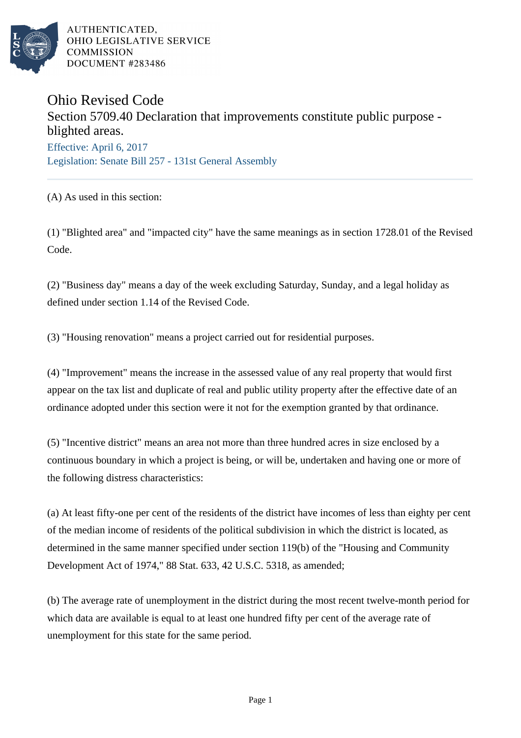AUTHENTICATED,
OHIO LEGISLATIVE SERVICE
COMMISSION
DOCUMENT #283486

# Ohio Revised Code

## Section 5709.40 Declaration that improvements constitute public purpose - blighted areas.

Effective: April 6, 2017

Legislation: Senate Bill 257 - 131st General Assembly

(A) As used in this section:

(1) "Blighted area" and "impacted city" have the same meanings as in section 1728.01 of the Revised Code.

(2) "Business day" means a day of the week excluding Saturday, Sunday, and a legal holiday as defined under section 1.14 of the Revised Code.

(3) "Housing renovation" means a project carried out for residential purposes.

(4) "Improvement" means the increase in the assessed value of any real property that would first appear on the tax list and duplicate of real and public utility property after the effective date of an ordinance adopted under this section were it not for the exemption granted by that ordinance.

(5) "Incentive district" means an area not more than three hundred acres in size enclosed by a continuous boundary in which a project is being, or will be, undertaken and having one or more of the following distress characteristics:

(a) At least fifty-one per cent of the residents of the district have incomes of less than eighty per cent of the median income of residents of the political subdivision in which the district is located, as determined in the same manner specified under section 119(b) of the "Housing and Community Development Act of 1974," 88 Stat. 633, 42 U.S.C. 5318, as amended;

(b) The average rate of unemployment in the district during the most recent twelve-month period for which data are available is equal to at least one hundred fifty per cent of the average rate of unemployment for this state for the same period.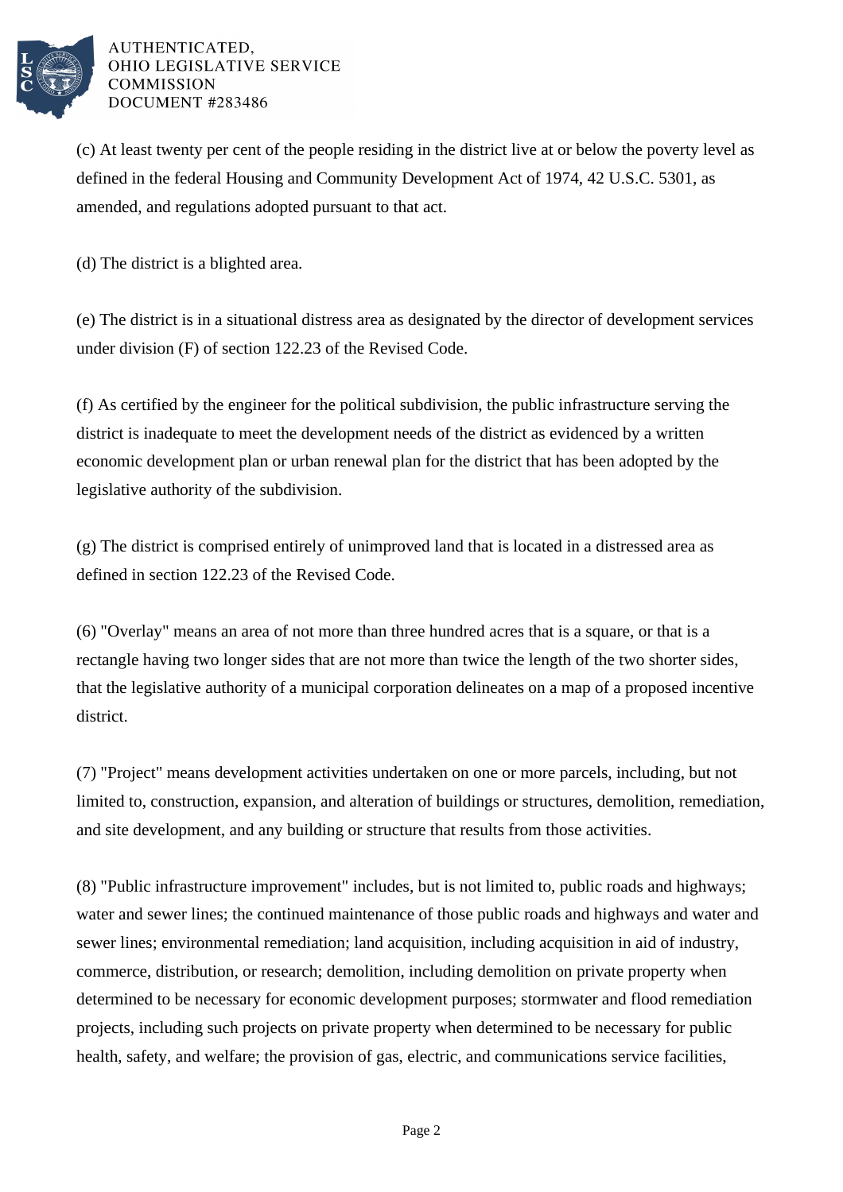(c) At least twenty per cent of the people residing in the district live at or below the poverty level as defined in the federal Housing and Community Development Act of 1974, 42 U.S.C. 5301, as amended, and regulations adopted pursuant to that act.

(d) The district is a blighted area.

(e) The district is in a situational distress area as designated by the director of development services under division (F) of section 122.23 of the Revised Code.

(f) As certified by the engineer for the political subdivision, the public infrastructure serving the district is inadequate to meet the development needs of the district as evidenced by a written economic development plan or urban renewal plan for the district that has been adopted by the legislative authority of the subdivision.

(g) The district is comprised entirely of unimproved land that is located in a distressed area as defined in section 122.23 of the Revised Code.

(6) "Overlay" means an area of not more than three hundred acres that is a square, or that is a rectangle having two longer sides that are not more than twice the length of the two shorter sides, that the legislative authority of a municipal corporation delineates on a map of a proposed incentive district.

(7) "Project" means development activities undertaken on one or more parcels, including, but not limited to, construction, expansion, and alteration of buildings or structures, demolition, remediation, and site development, and any building or structure that results from those activities.

(8) "Public infrastructure improvement" includes, but is not limited to, public roads and highways; water and sewer lines; the continued maintenance of those public roads and highways and water and sewer lines; environmental remediation; land acquisition, including acquisition in aid of industry, commerce, distribution, or research; demolition, including demolition on private property when determined to be necessary for economic development purposes; stormwater and flood remediation projects, including such projects on private property when determined to be necessary for public health, safety, and welfare; the provision of gas, electric, and communications service facilities,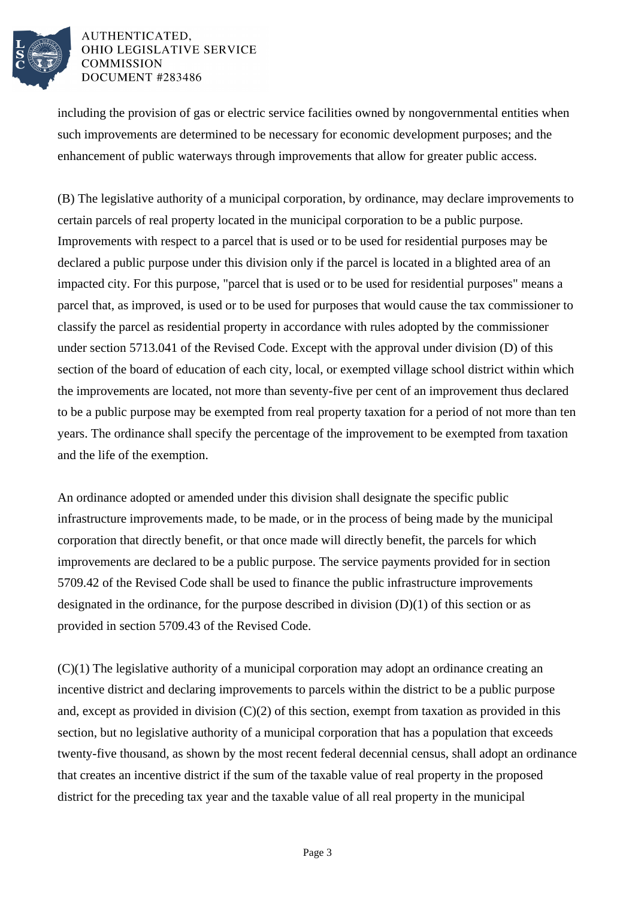including the provision of gas or electric service facilities owned by nongovernmental entities when such improvements are determined to be necessary for economic development purposes; and the enhancement of public waterways through improvements that allow for greater public access.

(B) The legislative authority of a municipal corporation, by ordinance, may declare improvements to certain parcels of real property located in the municipal corporation to be a public purpose. Improvements with respect to a parcel that is used or to be used for residential purposes may be declared a public purpose under this division only if the parcel is located in a blighted area of an impacted city. For this purpose, "parcel that is used or to be used for residential purposes" means a parcel that, as improved, is used or to be used for purposes that would cause the tax commissioner to classify the parcel as residential property in accordance with rules adopted by the commissioner under section 5713.041 of the Revised Code. Except with the approval under division (D) of this section of the board of education of each city, local, or exempted village school district within which the improvements are located, not more than seventy-five per cent of an improvement thus declared to be a public purpose may be exempted from real property taxation for a period of not more than ten years. The ordinance shall specify the percentage of the improvement to be exempted from taxation and the life of the exemption.

An ordinance adopted or amended under this division shall designate the specific public infrastructure improvements made, to be made, or in the process of being made by the municipal corporation that directly benefit, or that once made will directly benefit, the parcels for which improvements are declared to be a public purpose. The service payments provided for in section 5709.42 of the Revised Code shall be used to finance the public infrastructure improvements designated in the ordinance, for the purpose described in division (D)(1) of this section or as provided in section 5709.43 of the Revised Code.

(C)(1) The legislative authority of a municipal corporation may adopt an ordinance creating an incentive district and declaring improvements to parcels within the district to be a public purpose and, except as provided in division (C)(2) of this section, exempt from taxation as provided in this section, but no legislative authority of a municipal corporation that has a population that exceeds twenty-five thousand, as shown by the most recent federal decennial census, shall adopt an ordinance that creates an incentive district if the sum of the taxable value of real property in the proposed district for the preceding tax year and the taxable value of all real property in the municipal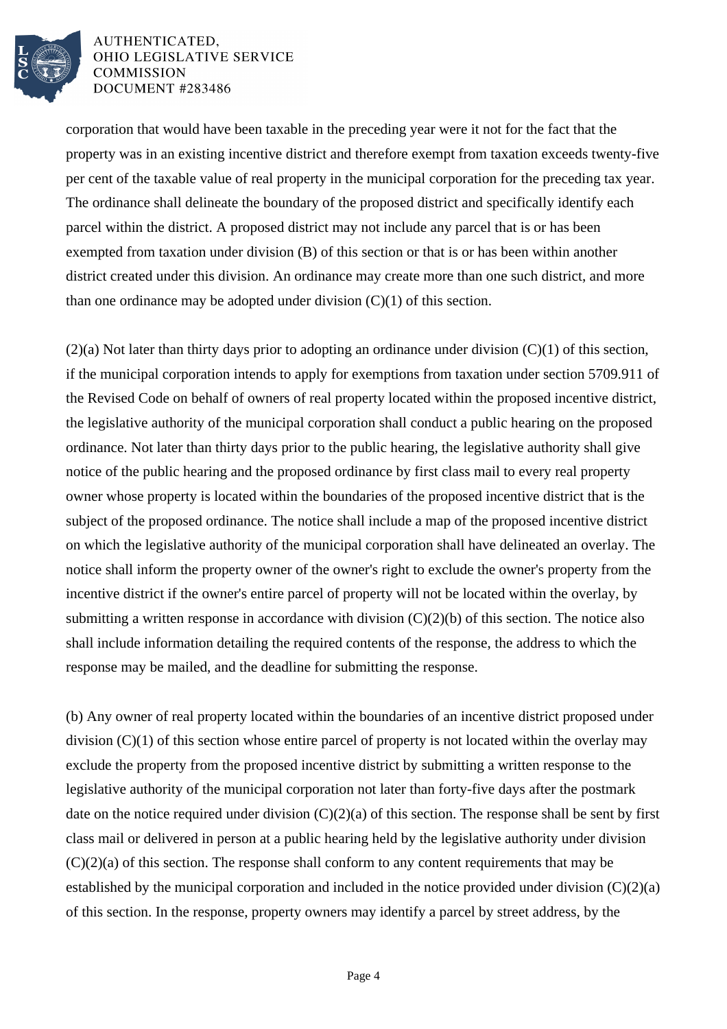corporation that would have been taxable in the preceding year were it not for the fact that the property was in an existing incentive district and therefore exempt from taxation exceeds twenty-five per cent of the taxable value of real property in the municipal corporation for the preceding tax year. The ordinance shall delineate the boundary of the proposed district and specifically identify each parcel within the district. A proposed district may not include any parcel that is or has been exempted from taxation under division (B) of this section or that is or has been within another district created under this division. An ordinance may create more than one such district, and more than one ordinance may be adopted under division (C)(1) of this section.

(2)(a) Not later than thirty days prior to adopting an ordinance under division (C)(1) of this section, if the municipal corporation intends to apply for exemptions from taxation under section 5709.911 of the Revised Code on behalf of owners of real property located within the proposed incentive district, the legislative authority of the municipal corporation shall conduct a public hearing on the proposed ordinance. Not later than thirty days prior to the public hearing, the legislative authority shall give notice of the public hearing and the proposed ordinance by first class mail to every real property owner whose property is located within the boundaries of the proposed incentive district that is the subject of the proposed ordinance. The notice shall include a map of the proposed incentive district on which the legislative authority of the municipal corporation shall have delineated an overlay. The notice shall inform the property owner of the owner's right to exclude the owner's property from the incentive district if the owner's entire parcel of property will not be located within the overlay, by submitting a written response in accordance with division (C)(2)(b) of this section. The notice also shall include information detailing the required contents of the response, the address to which the response may be mailed, and the deadline for submitting the response.

(b) Any owner of real property located within the boundaries of an incentive district proposed under division (C)(1) of this section whose entire parcel of property is not located within the overlay may exclude the property from the proposed incentive district by submitting a written response to the legislative authority of the municipal corporation not later than forty-five days after the postmark date on the notice required under division (C)(2)(a) of this section. The response shall be sent by first class mail or delivered in person at a public hearing held by the legislative authority under division (C)(2)(a) of this section. The response shall conform to any content requirements that may be established by the municipal corporation and included in the notice provided under division (C)(2)(a) of this section. In the response, property owners may identify a parcel by street address, by the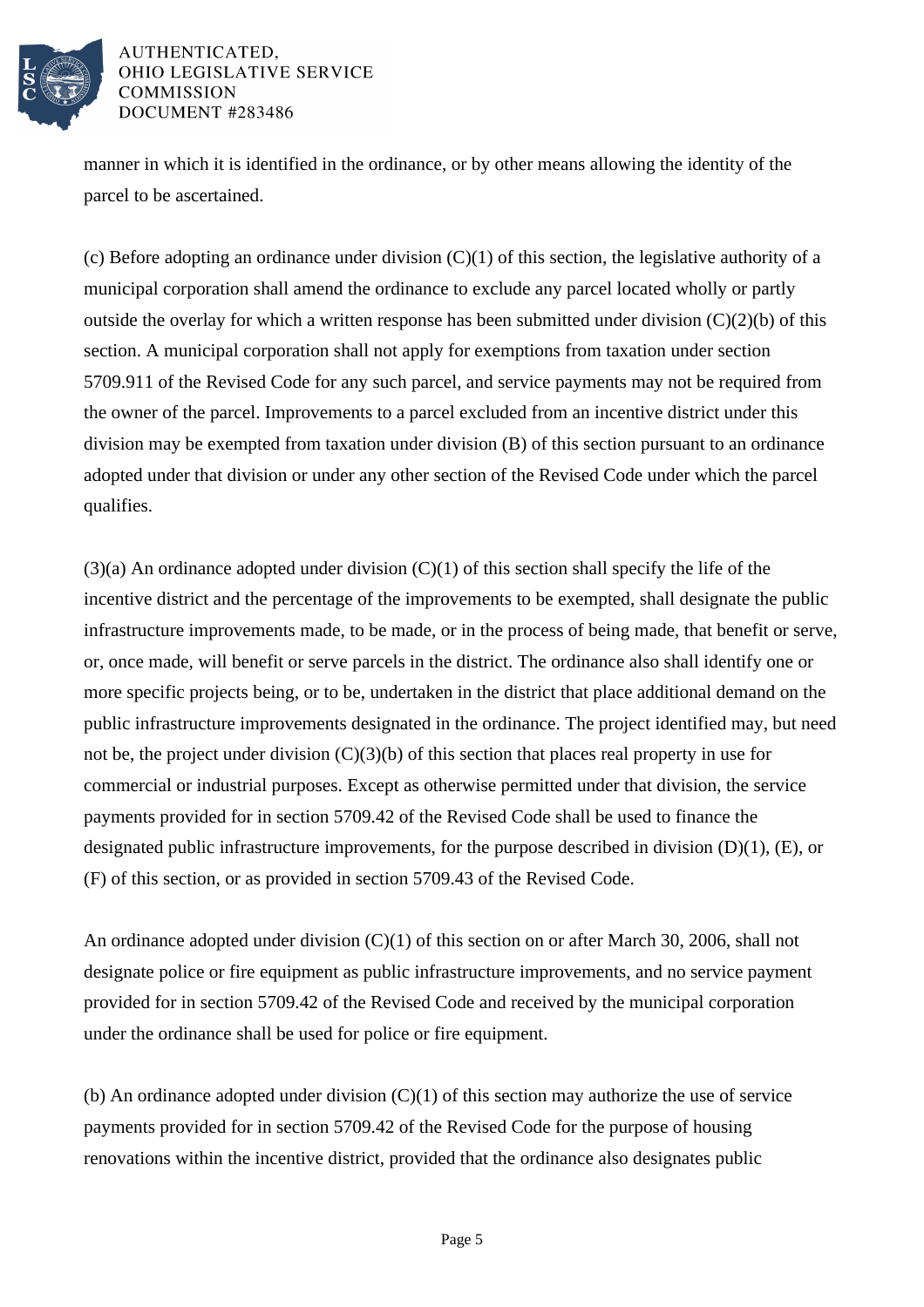manner in which it is identified in the ordinance, or by other means allowing the identity of the parcel to be ascertained.

(c) Before adopting an ordinance under division (C)(1) of this section, the legislative authority of a municipal corporation shall amend the ordinance to exclude any parcel located wholly or partly outside the overlay for which a written response has been submitted under division (C)(2)(b) of this section. A municipal corporation shall not apply for exemptions from taxation under section 5709.911 of the Revised Code for any such parcel, and service payments may not be required from the owner of the parcel. Improvements to a parcel excluded from an incentive district under this division may be exempted from taxation under division (B) of this section pursuant to an ordinance adopted under that division or under any other section of the Revised Code under which the parcel qualifies.

(3)(a) An ordinance adopted under division (C)(1) of this section shall specify the life of the incentive district and the percentage of the improvements to be exempted, shall designate the public infrastructure improvements made, to be made, or in the process of being made, that benefit or serve, or, once made, will benefit or serve parcels in the district. The ordinance also shall identify one or more specific projects being, or to be, undertaken in the district that place additional demand on the public infrastructure improvements designated in the ordinance. The project identified may, but need not be, the project under division (C)(3)(b) of this section that places real property in use for commercial or industrial purposes. Except as otherwise permitted under that division, the service payments provided for in section 5709.42 of the Revised Code shall be used to finance the designated public infrastructure improvements, for the purpose described in division (D)(1), (E), or (F) of this section, or as provided in section 5709.43 of the Revised Code.

An ordinance adopted under division (C)(1) of this section on or after March 30, 2006, shall not designate police or fire equipment as public infrastructure improvements, and no service payment provided for in section 5709.42 of the Revised Code and received by the municipal corporation under the ordinance shall be used for police or fire equipment.

(b) An ordinance adopted under division (C)(1) of this section may authorize the use of service payments provided for in section 5709.42 of the Revised Code for the purpose of housing renovations within the incentive district, provided that the ordinance also designates public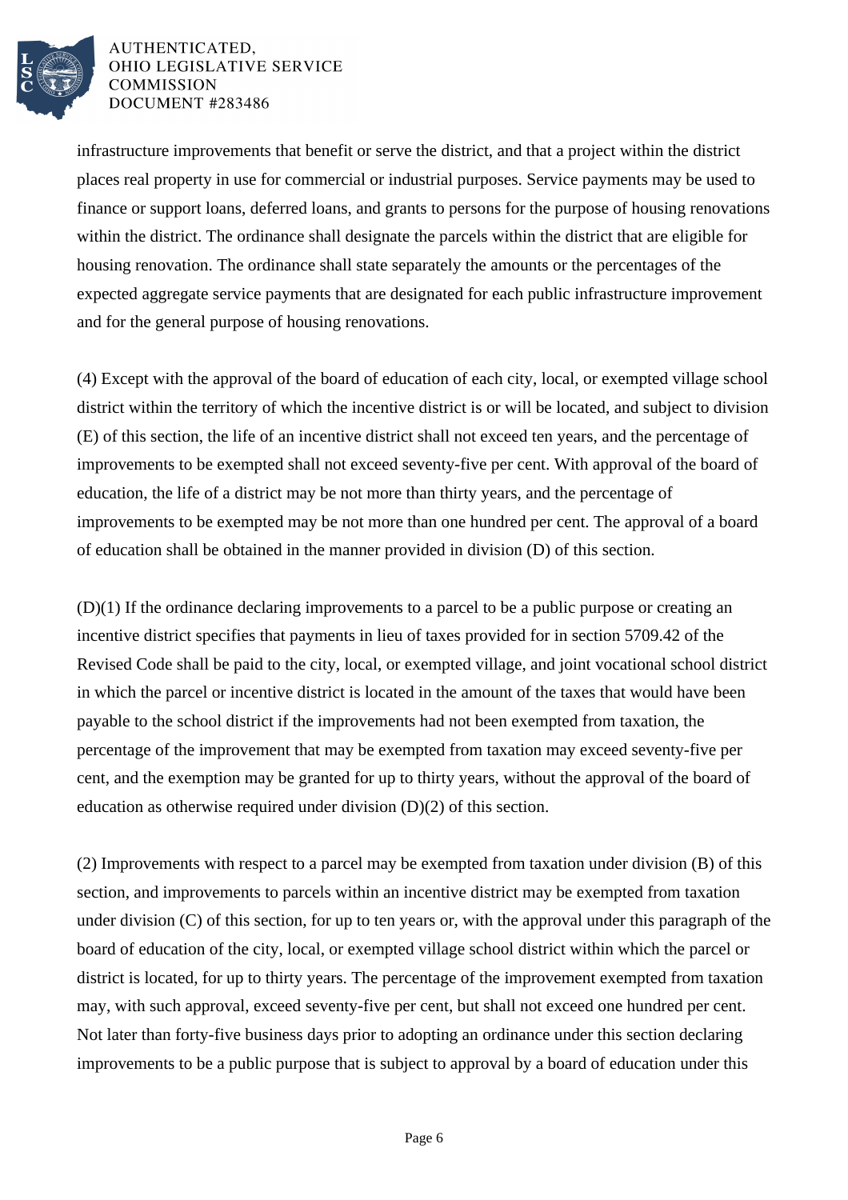infrastructure improvements that benefit or serve the district, and that a project within the district places real property in use for commercial or industrial purposes. Service payments may be used to finance or support loans, deferred loans, and grants to persons for the purpose of housing renovations within the district. The ordinance shall designate the parcels within the district that are eligible for housing renovation. The ordinance shall state separately the amounts or the percentages of the expected aggregate service payments that are designated for each public infrastructure improvement and for the general purpose of housing renovations.

(4) Except with the approval of the board of education of each city, local, or exempted village school district within the territory of which the incentive district is or will be located, and subject to division (E) of this section, the life of an incentive district shall not exceed ten years, and the percentage of improvements to be exempted shall not exceed seventy-five per cent. With approval of the board of education, the life of a district may be not more than thirty years, and the percentage of improvements to be exempted may be not more than one hundred per cent. The approval of a board of education shall be obtained in the manner provided in division (D) of this section.

(D)(1) If the ordinance declaring improvements to a parcel to be a public purpose or creating an incentive district specifies that payments in lieu of taxes provided for in section 5709.42 of the Revised Code shall be paid to the city, local, or exempted village, and joint vocational school district in which the parcel or incentive district is located in the amount of the taxes that would have been payable to the school district if the improvements had not been exempted from taxation, the percentage of the improvement that may be exempted from taxation may exceed seventy-five per cent, and the exemption may be granted for up to thirty years, without the approval of the board of education as otherwise required under division (D)(2) of this section.

(2) Improvements with respect to a parcel may be exempted from taxation under division (B) of this section, and improvements to parcels within an incentive district may be exempted from taxation under division (C) of this section, for up to ten years or, with the approval under this paragraph of the board of education of the city, local, or exempted village school district within which the parcel or district is located, for up to thirty years. The percentage of the improvement exempted from taxation may, with such approval, exceed seventy-five per cent, but shall not exceed one hundred per cent. Not later than forty-five business days prior to adopting an ordinance under this section declaring improvements to be a public purpose that is subject to approval by a board of education under this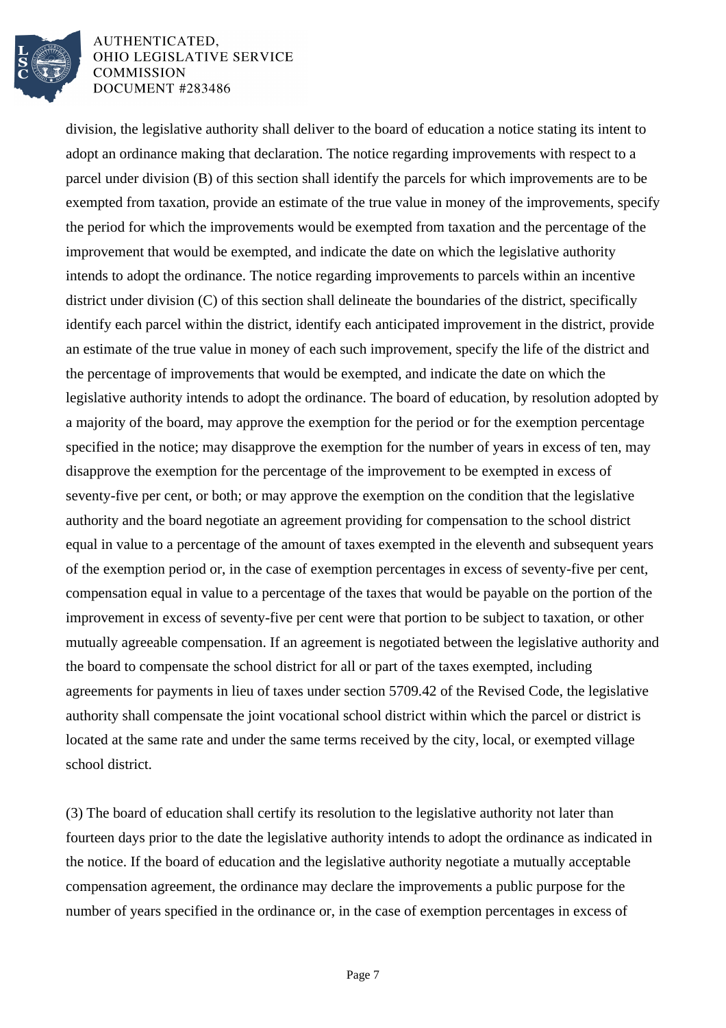division, the legislative authority shall deliver to the board of education a notice stating its intent to adopt an ordinance making that declaration. The notice regarding improvements with respect to a parcel under division (B) of this section shall identify the parcels for which improvements are to be exempted from taxation, provide an estimate of the true value in money of the improvements, specify the period for which the improvements would be exempted from taxation and the percentage of the improvement that would be exempted, and indicate the date on which the legislative authority intends to adopt the ordinance. The notice regarding improvements to parcels within an incentive district under division (C) of this section shall delineate the boundaries of the district, specifically identify each parcel within the district, identify each anticipated improvement in the district, provide an estimate of the true value in money of each such improvement, specify the life of the district and the percentage of improvements that would be exempted, and indicate the date on which the legislative authority intends to adopt the ordinance. The board of education, by resolution adopted by a majority of the board, may approve the exemption for the period or for the exemption percentage specified in the notice; may disapprove the exemption for the number of years in excess of ten, may disapprove the exemption for the percentage of the improvement to be exempted in excess of seventy-five per cent, or both; or may approve the exemption on the condition that the legislative authority and the board negotiate an agreement providing for compensation to the school district equal in value to a percentage of the amount of taxes exempted in the eleventh and subsequent years of the exemption period or, in the case of exemption percentages in excess of seventy-five per cent, compensation equal in value to a percentage of the taxes that would be payable on the portion of the improvement in excess of seventy-five per cent were that portion to be subject to taxation, or other mutually agreeable compensation. If an agreement is negotiated between the legislative authority and the board to compensate the school district for all or part of the taxes exempted, including agreements for payments in lieu of taxes under section 5709.42 of the Revised Code, the legislative authority shall compensate the joint vocational school district within which the parcel or district is located at the same rate and under the same terms received by the city, local, or exempted village school district.

(3) The board of education shall certify its resolution to the legislative authority not later than fourteen days prior to the date the legislative authority intends to adopt the ordinance as indicated in the notice. If the board of education and the legislative authority negotiate a mutually acceptable compensation agreement, the ordinance may declare the improvements a public purpose for the number of years specified in the ordinance or, in the case of exemption percentages in excess of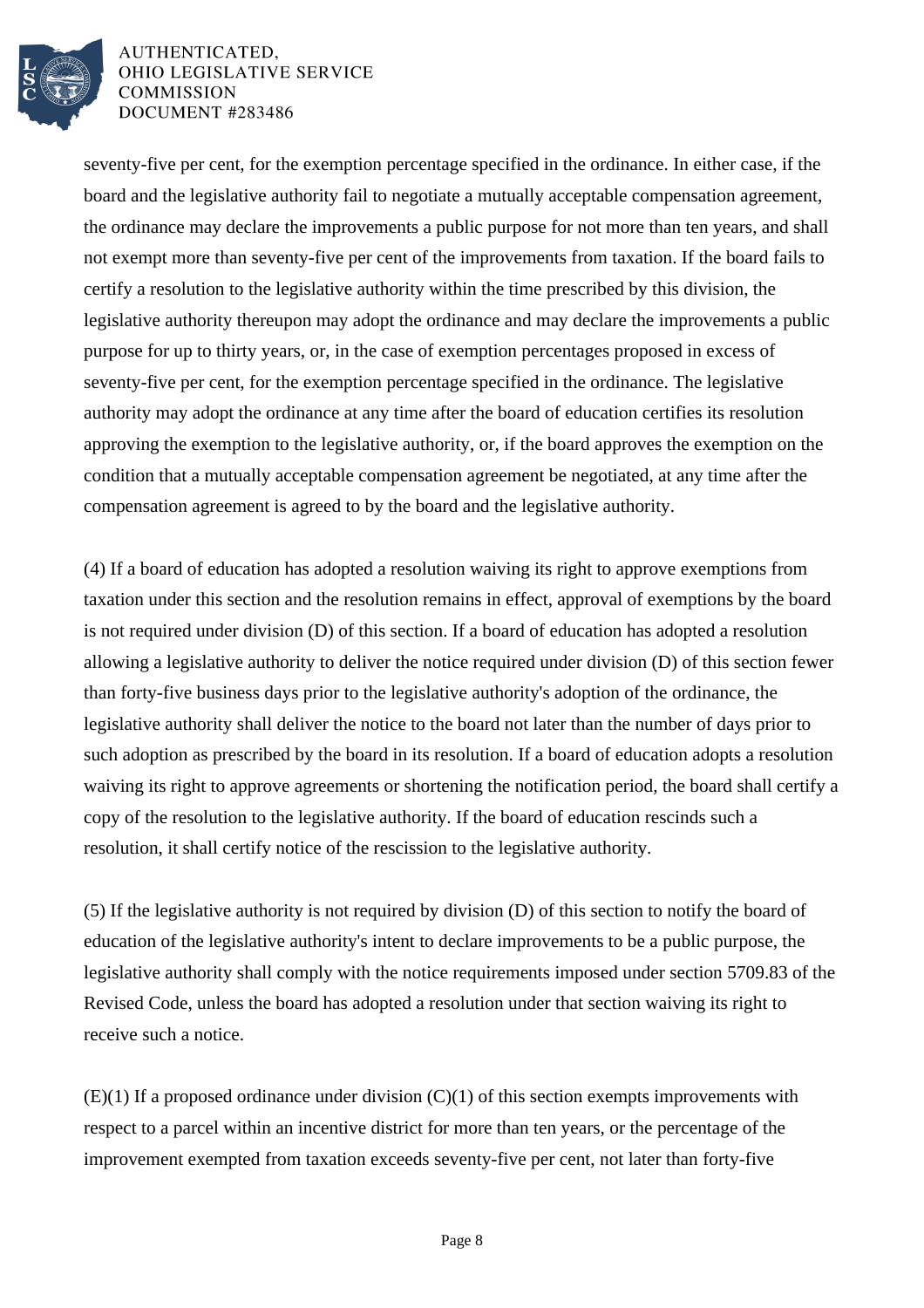seventy-five per cent, for the exemption percentage specified in the ordinance. In either case, if the board and the legislative authority fail to negotiate a mutually acceptable compensation agreement, the ordinance may declare the improvements a public purpose for not more than ten years, and shall not exempt more than seventy-five per cent of the improvements from taxation. If the board fails to certify a resolution to the legislative authority within the time prescribed by this division, the legislative authority thereupon may adopt the ordinance and may declare the improvements a public purpose for up to thirty years, or, in the case of exemption percentages proposed in excess of seventy-five per cent, for the exemption percentage specified in the ordinance. The legislative authority may adopt the ordinance at any time after the board of education certifies its resolution approving the exemption to the legislative authority, or, if the board approves the exemption on the condition that a mutually acceptable compensation agreement be negotiated, at any time after the compensation agreement is agreed to by the board and the legislative authority.

(4) If a board of education has adopted a resolution waiving its right to approve exemptions from taxation under this section and the resolution remains in effect, approval of exemptions by the board is not required under division (D) of this section. If a board of education has adopted a resolution allowing a legislative authority to deliver the notice required under division (D) of this section fewer than forty-five business days prior to the legislative authority's adoption of the ordinance, the legislative authority shall deliver the notice to the board not later than the number of days prior to such adoption as prescribed by the board in its resolution. If a board of education adopts a resolution waiving its right to approve agreements or shortening the notification period, the board shall certify a copy of the resolution to the legislative authority. If the board of education rescinds such a resolution, it shall certify notice of the rescission to the legislative authority.

(5) If the legislative authority is not required by division (D) of this section to notify the board of education of the legislative authority's intent to declare improvements to be a public purpose, the legislative authority shall comply with the notice requirements imposed under section 5709.83 of the Revised Code, unless the board has adopted a resolution under that section waiving its right to receive such a notice.

(E)(1) If a proposed ordinance under division (C)(1) of this section exempts improvements with respect to a parcel within an incentive district for more than ten years, or the percentage of the improvement exempted from taxation exceeds seventy-five per cent, not later than forty-five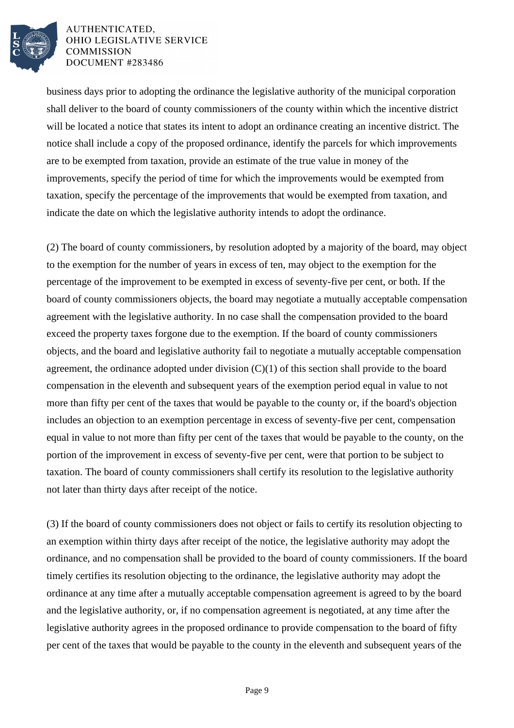business days prior to adopting the ordinance the legislative authority of the municipal corporation shall deliver to the board of county commissioners of the county within which the incentive district will be located a notice that states its intent to adopt an ordinance creating an incentive district. The notice shall include a copy of the proposed ordinance, identify the parcels for which improvements are to be exempted from taxation, provide an estimate of the true value in money of the improvements, specify the period of time for which the improvements would be exempted from taxation, specify the percentage of the improvements that would be exempted from taxation, and indicate the date on which the legislative authority intends to adopt the ordinance.

(2) The board of county commissioners, by resolution adopted by a majority of the board, may object to the exemption for the number of years in excess of ten, may object to the exemption for the percentage of the improvement to be exempted in excess of seventy-five per cent, or both. If the board of county commissioners objects, the board may negotiate a mutually acceptable compensation agreement with the legislative authority. In no case shall the compensation provided to the board exceed the property taxes forgone due to the exemption. If the board of county commissioners objects, and the board and legislative authority fail to negotiate a mutually acceptable compensation agreement, the ordinance adopted under division (C)(1) of this section shall provide to the board compensation in the eleventh and subsequent years of the exemption period equal in value to not more than fifty per cent of the taxes that would be payable to the county or, if the board's objection includes an objection to an exemption percentage in excess of seventy-five per cent, compensation equal in value to not more than fifty per cent of the taxes that would be payable to the county, on the portion of the improvement in excess of seventy-five per cent, were that portion to be subject to taxation. The board of county commissioners shall certify its resolution to the legislative authority not later than thirty days after receipt of the notice.

(3) If the board of county commissioners does not object or fails to certify its resolution objecting to an exemption within thirty days after receipt of the notice, the legislative authority may adopt the ordinance, and no compensation shall be provided to the board of county commissioners. If the board timely certifies its resolution objecting to the ordinance, the legislative authority may adopt the ordinance at any time after a mutually acceptable compensation agreement is agreed to by the board and the legislative authority, or, if no compensation agreement is negotiated, at any time after the legislative authority agrees in the proposed ordinance to provide compensation to the board of fifty per cent of the taxes that would be payable to the county in the eleventh and subsequent years of the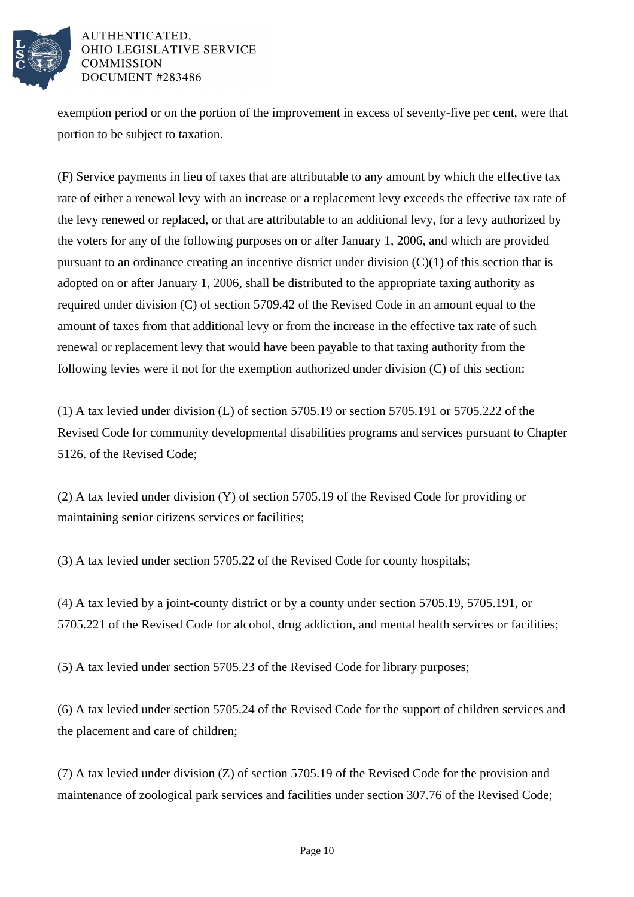exemption period or on the portion of the improvement in excess of seventy-five per cent, were that portion to be subject to taxation.

(F) Service payments in lieu of taxes that are attributable to any amount by which the effective tax rate of either a renewal levy with an increase or a replacement levy exceeds the effective tax rate of the levy renewed or replaced, or that are attributable to an additional levy, for a levy authorized by the voters for any of the following purposes on or after January 1, 2006, and which are provided pursuant to an ordinance creating an incentive district under division (C)(1) of this section that is adopted on or after January 1, 2006, shall be distributed to the appropriate taxing authority as required under division (C) of section 5709.42 of the Revised Code in an amount equal to the amount of taxes from that additional levy or from the increase in the effective tax rate of such renewal or replacement levy that would have been payable to that taxing authority from the following levies were it not for the exemption authorized under division (C) of this section:

(1) A tax levied under division (L) of section 5705.19 or section 5705.191 or 5705.222 of the Revised Code for community developmental disabilities programs and services pursuant to Chapter 5126. of the Revised Code;

(2) A tax levied under division (Y) of section 5705.19 of the Revised Code for providing or maintaining senior citizens services or facilities;

(3) A tax levied under section 5705.22 of the Revised Code for county hospitals;

(4) A tax levied by a joint-county district or by a county under section 5705.19, 5705.191, or 5705.221 of the Revised Code for alcohol, drug addiction, and mental health services or facilities;

(5) A tax levied under section 5705.23 of the Revised Code for library purposes;

(6) A tax levied under section 5705.24 of the Revised Code for the support of children services and the placement and care of children;

(7) A tax levied under division (Z) of section 5705.19 of the Revised Code for the provision and maintenance of zoological park services and facilities under section 307.76 of the Revised Code;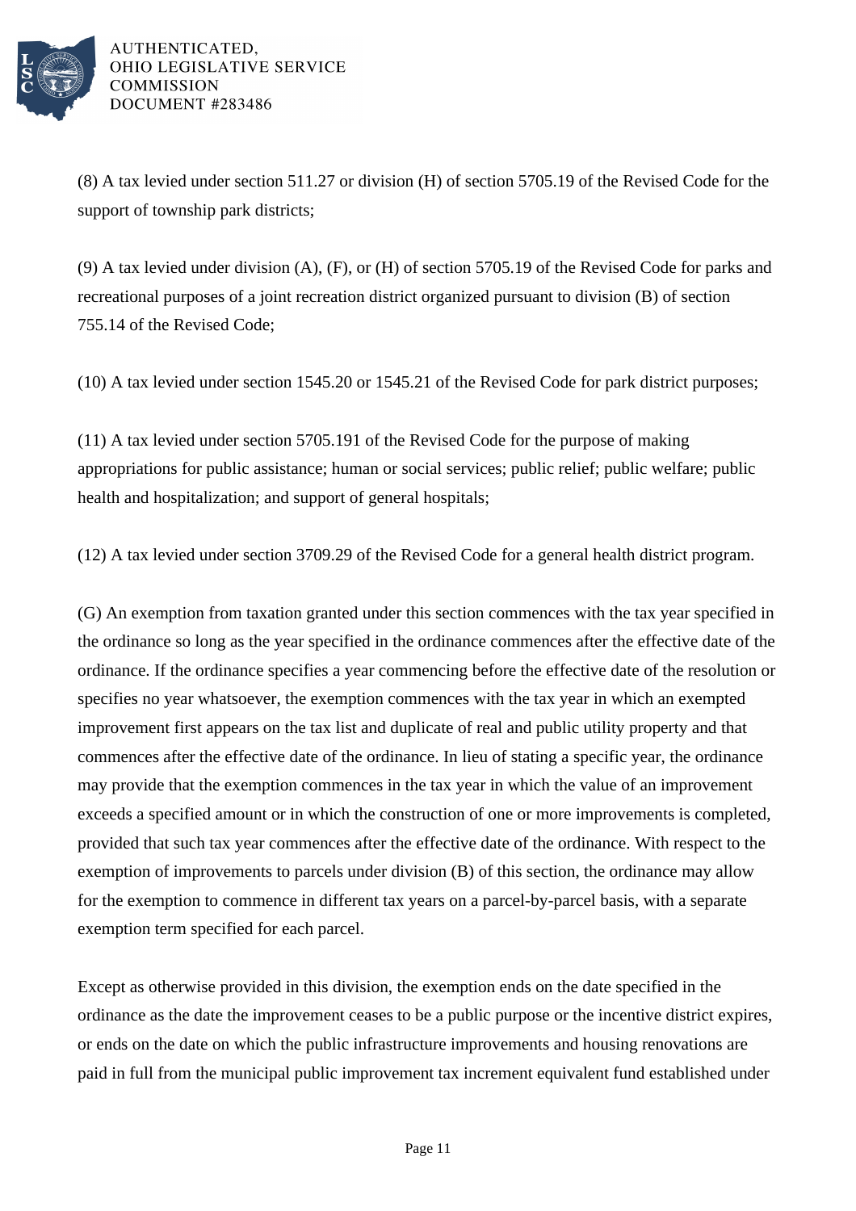(8) A tax levied under section 511.27 or division (H) of section 5705.19 of the Revised Code for the support of township park districts;

(9) A tax levied under division (A), (F), or (H) of section 5705.19 of the Revised Code for parks and recreational purposes of a joint recreation district organized pursuant to division (B) of section 755.14 of the Revised Code;

(10) A tax levied under section 1545.20 or 1545.21 of the Revised Code for park district purposes;

(11) A tax levied under section 5705.191 of the Revised Code for the purpose of making appropriations for public assistance; human or social services; public relief; public welfare; public health and hospitalization; and support of general hospitals;

(12) A tax levied under section 3709.29 of the Revised Code for a general health district program.

(G) An exemption from taxation granted under this section commences with the tax year specified in the ordinance so long as the year specified in the ordinance commences after the effective date of the ordinance. If the ordinance specifies a year commencing before the effective date of the resolution or specifies no year whatsoever, the exemption commences with the tax year in which an exempted improvement first appears on the tax list and duplicate of real and public utility property and that commences after the effective date of the ordinance. In lieu of stating a specific year, the ordinance may provide that the exemption commences in the tax year in which the value of an improvement exceeds a specified amount or in which the construction of one or more improvements is completed, provided that such tax year commences after the effective date of the ordinance. With respect to the exemption of improvements to parcels under division (B) of this section, the ordinance may allow for the exemption to commence in different tax years on a parcel-by-parcel basis, with a separate exemption term specified for each parcel.

Except as otherwise provided in this division, the exemption ends on the date specified in the ordinance as the date the improvement ceases to be a public purpose or the incentive district expires, or ends on the date on which the public infrastructure improvements and housing renovations are paid in full from the municipal public improvement tax increment equivalent fund established under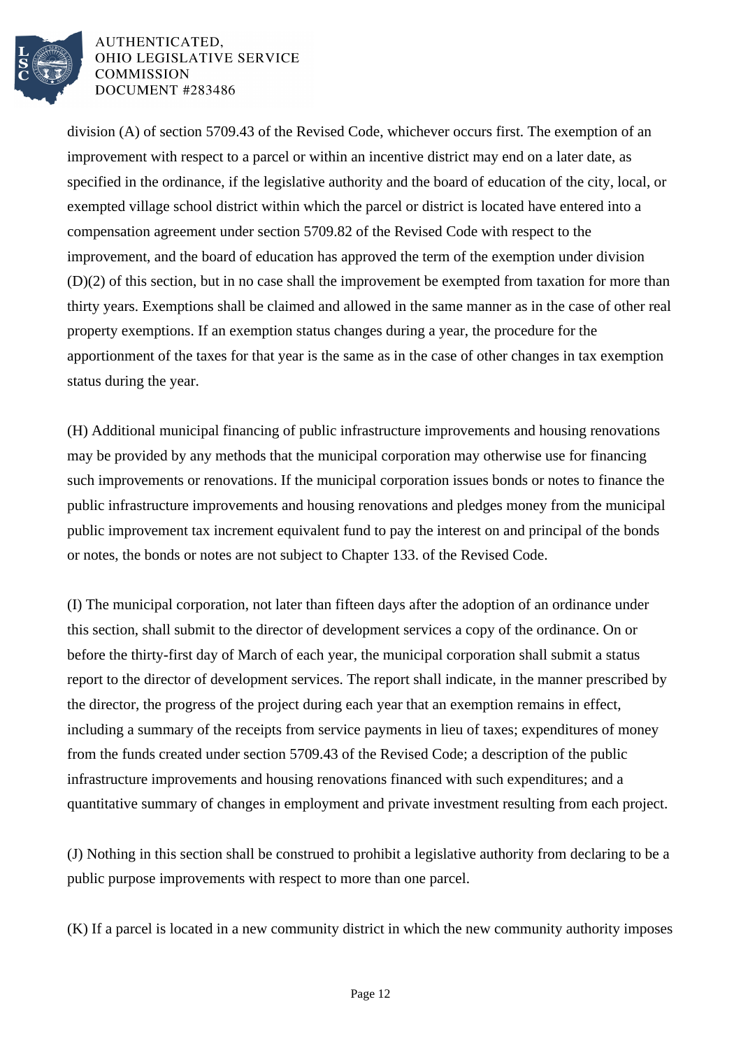division (A) of section 5709.43 of the Revised Code, whichever occurs first. The exemption of an improvement with respect to a parcel or within an incentive district may end on a later date, as specified in the ordinance, if the legislative authority and the board of education of the city, local, or exempted village school district within which the parcel or district is located have entered into a compensation agreement under section 5709.82 of the Revised Code with respect to the improvement, and the board of education has approved the term of the exemption under division (D)(2) of this section, but in no case shall the improvement be exempted from taxation for more than thirty years. Exemptions shall be claimed and allowed in the same manner as in the case of other real property exemptions. If an exemption status changes during a year, the procedure for the apportionment of the taxes for that year is the same as in the case of other changes in tax exemption status during the year.

(H) Additional municipal financing of public infrastructure improvements and housing renovations may be provided by any methods that the municipal corporation may otherwise use for financing such improvements or renovations. If the municipal corporation issues bonds or notes to finance the public infrastructure improvements and housing renovations and pledges money from the municipal public improvement tax increment equivalent fund to pay the interest on and principal of the bonds or notes, the bonds or notes are not subject to Chapter 133. of the Revised Code.

(I) The municipal corporation, not later than fifteen days after the adoption of an ordinance under this section, shall submit to the director of development services a copy of the ordinance. On or before the thirty-first day of March of each year, the municipal corporation shall submit a status report to the director of development services. The report shall indicate, in the manner prescribed by the director, the progress of the project during each year that an exemption remains in effect, including a summary of the receipts from service payments in lieu of taxes; expenditures of money from the funds created under section 5709.43 of the Revised Code; a description of the public infrastructure improvements and housing renovations financed with such expenditures; and a quantitative summary of changes in employment and private investment resulting from each project.

(J) Nothing in this section shall be construed to prohibit a legislative authority from declaring to be a public purpose improvements with respect to more than one parcel.

(K) If a parcel is located in a new community district in which the new community authority imposes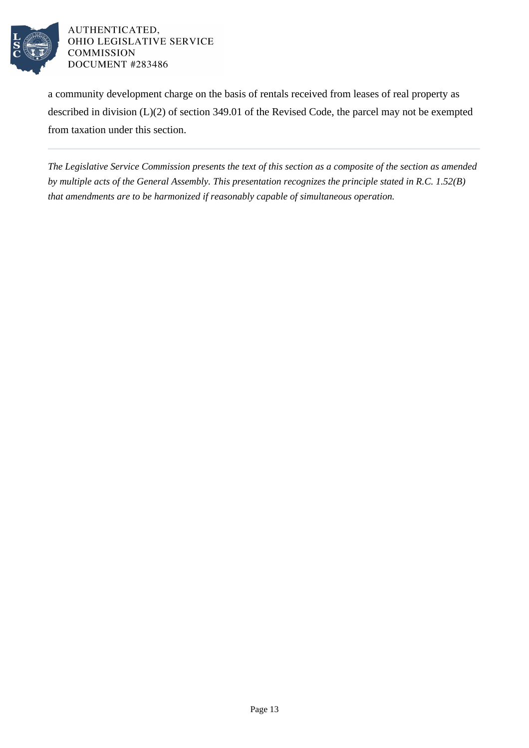a community development charge on the basis of rentals received from leases of real property as described in division (L)(2) of section 349.01 of the Revised Code, the parcel may not be exempted from taxation under this section.

---

*The Legislative Service Commission presents the text of this section as a composite of the section as amended by multiple acts of the General Assembly. This presentation recognizes the principle stated in R.C. 1.52(B) that amendments are to be harmonized if reasonably capable of simultaneous operation.*